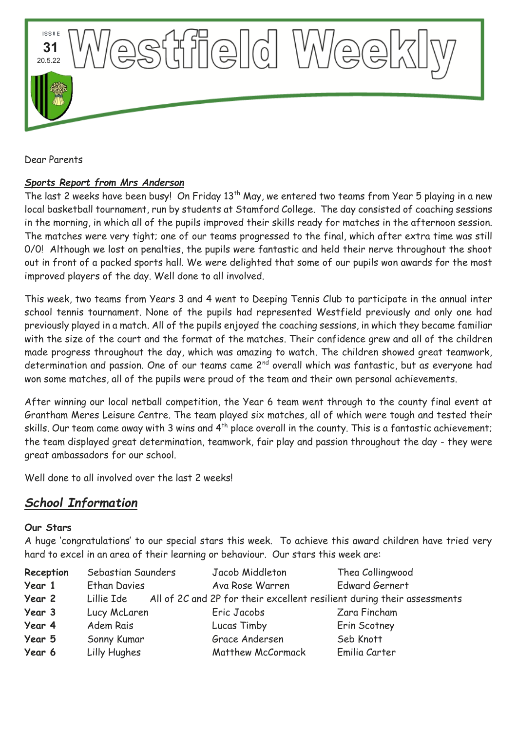ISSUE **31** 20.5.22

# Westfield Weekly

Dear Parents

***Sports Report from Mrs Anderson***

The last 2 weeks have been busy! On Friday 13th May, we entered two teams from Year 5 playing in a new local basketball tournament, run by students at Stamford College. The day consisted of coaching sessions in the morning, in which all of the pupils improved their skills ready for matches in the afternoon session. The matches were very tight; one of our teams progressed to the final, which after extra time was still 0/0! Although we lost on penalties, the pupils were fantastic and held their nerve throughout the shoot out in front of a packed sports hall. We were delighted that some of our pupils won awards for the most improved players of the day. Well done to all involved.

This week, two teams from Years 3 and 4 went to Deeping Tennis Club to participate in the annual inter school tennis tournament. None of the pupils had represented Westfield previously and only one had previously played in a match. All of the pupils enjoyed the coaching sessions, in which they became familiar with the size of the court and the format of the matches. Their confidence grew and all of the children made progress throughout the day, which was amazing to watch. The children showed great teamwork, determination and passion. One of our teams came 2nd overall which was fantastic, but as everyone had won some matches, all of the pupils were proud of the team and their own personal achievements.

After winning our local netball competition, the Year 6 team went through to the county final event at Grantham Meres Leisure Centre. The team played six matches, all of which were tough and tested their skills. Our team came away with 3 wins and 4th place overall in the county. This is a fantastic achievement; the team displayed great determination, teamwork, fair play and passion throughout the day - they were great ambassadors for our school.

Well done to all involved over the last 2 weeks!

## ***School Information***

**Our Stars**

A huge 'congratulations' to our special stars this week. To achieve this award children have tried very hard to excel in an area of their learning or behaviour. Our stars this week are:

| | | | |
|---|---|---|---|
| **Reception** | Sebastian Saunders | Jacob Middleton | Thea Collingwood |
| **Year 1** | Ethan Davies | Ava Rose Warren | Edward Gernert |
| **Year 2** | Lillie Ide | All of 2C and 2P for their excellent resilient during their assessments | |
| **Year 3** | Lucy McLaren | Eric Jacobs | Zara Fincham |
| **Year 4** | Adem Rais | Lucas Timby | Erin Scotney |
| **Year 5** | Sonny Kumar | Grace Andersen | Seb Knott |
| **Year 6** | Lilly Hughes | Matthew McCormack | Emilia Carter |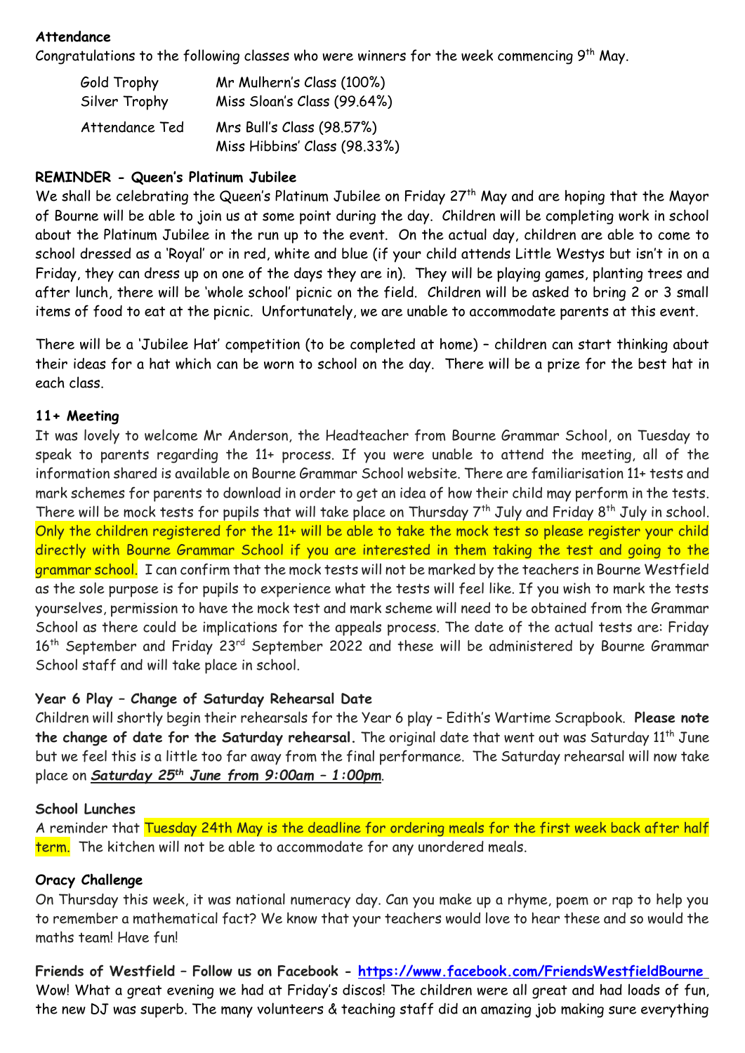**Attendance**

Congratulations to the following classes who were winners for the week commencing 9th May.

| | |
|---|---|
| Gold Trophy | Mr Mulhern's Class (100%) |
| Silver Trophy | Miss Sloan's Class (99.64%) |
| Attendance Ted | Mrs Bull's Class (98.57%) |
| | Miss Hibbins' Class (98.33%) |

**REMINDER - Queen's Platinum Jubilee**

We shall be celebrating the Queen's Platinum Jubilee on Friday 27th May and are hoping that the Mayor of Bourne will be able to join us at some point during the day. Children will be completing work in school about the Platinum Jubilee in the run up to the event. On the actual day, children are able to come to school dressed as a 'Royal' or in red, white and blue (if your child attends Little Westys but isn't in on a Friday, they can dress up on one of the days they are in). They will be playing games, planting trees and after lunch, there will be 'whole school' picnic on the field. Children will be asked to bring 2 or 3 small items of food to eat at the picnic. Unfortunately, we are unable to accommodate parents at this event.

There will be a 'Jubilee Hat' competition (to be completed at home) – children can start thinking about their ideas for a hat which can be worn to school on the day. There will be a prize for the best hat in each class.

**11+ Meeting**

It was lovely to welcome Mr Anderson, the Headteacher from Bourne Grammar School, on Tuesday to speak to parents regarding the 11+ process. If you were unable to attend the meeting, all of the information shared is available on Bourne Grammar School website. There are familiarisation 11+ tests and mark schemes for parents to download in order to get an idea of how their child may perform in the tests. There will be mock tests for pupils that will take place on Thursday 7th July and Friday 8th July in school. Only the children registered for the 11+ will be able to take the mock test so please register your child directly with Bourne Grammar School if you are interested in them taking the test and going to the grammar school. I can confirm that the mock tests will not be marked by the teachers in Bourne Westfield as the sole purpose is for pupils to experience what the tests will feel like. If you wish to mark the tests yourselves, permission to have the mock test and mark scheme will need to be obtained from the Grammar School as there could be implications for the appeals process. The date of the actual tests are: Friday 16th September and Friday 23rd September 2022 and these will be administered by Bourne Grammar School staff and will take place in school.

**Year 6 Play – Change of Saturday Rehearsal Date**

Children will shortly begin their rehearsals for the Year 6 play – Edith's Wartime Scrapbook. **Please note the change of date for the Saturday rehearsal.** The original date that went out was Saturday 11th June but we feel this is a little too far away from the final performance. The Saturday rehearsal will now take place on ***Saturday 25th June from 9:00am – 1:00pm***.

**School Lunches**

A reminder that Tuesday 24th May is the deadline for ordering meals for the first week back after half term. The kitchen will not be able to accommodate for any unordered meals.

**Oracy Challenge**

On Thursday this week, it was national numeracy day. Can you make up a rhyme, poem or rap to help you to remember a mathematical fact? We know that your teachers would love to hear these and so would the maths team! Have fun!

**Friends of Westfield – Follow us on Facebook - https://www.facebook.com/FriendsWestfieldBourne**

Wow! What a great evening we had at Friday's discos! The children were all great and had loads of fun, the new DJ was superb. The many volunteers & teaching staff did an amazing job making sure everything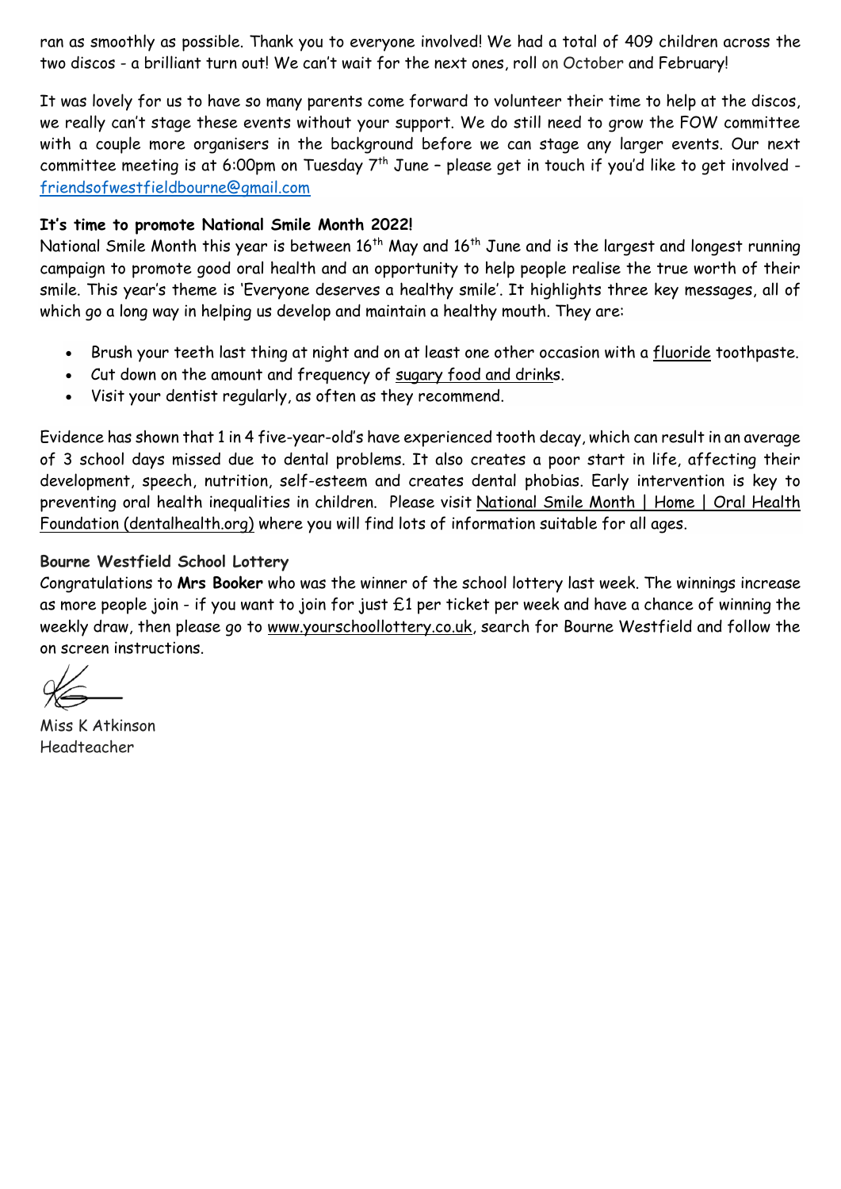ran as smoothly as possible. Thank you to everyone involved! We had a total of 409 children across the two discos - a brilliant turn out! We can't wait for the next ones, roll on October and February!

It was lovely for us to have so many parents come forward to volunteer their time to help at the discos, we really can't stage these events without your support. We do still need to grow the FOW committee with a couple more organisers in the background before we can stage any larger events. Our next committee meeting is at 6:00pm on Tuesday 7th June – please get in touch if you'd like to get involved - friendsofwestfieldbourne@gmail.com

**It's time to promote National Smile Month 2022!**

National Smile Month this year is between 16th May and 16th June and is the largest and longest running campaign to promote good oral health and an opportunity to help people realise the true worth of their smile. This year's theme is 'Everyone deserves a healthy smile'. It highlights three key messages, all of which go a long way in helping us develop and maintain a healthy mouth. They are:

- Brush your teeth last thing at night and on at least one other occasion with a fluoride toothpaste.
- Cut down on the amount and frequency of sugary food and drinks.
- Visit your dentist regularly, as often as they recommend.

Evidence has shown that 1 in 4 five-year-old's have experienced tooth decay, which can result in an average of 3 school days missed due to dental problems. It also creates a poor start in life, affecting their development, speech, nutrition, self-esteem and creates dental phobias. Early intervention is key to preventing oral health inequalities in children. Please visit National Smile Month | Home | Oral Health Foundation (dentalhealth.org) where you will find lots of information suitable for all ages.

**Bourne Westfield School Lottery**

Congratulations to **Mrs Booker** who was the winner of the school lottery last week. The winnings increase as more people join - if you want to join for just £1 per ticket per week and have a chance of winning the weekly draw, then please go to www.yourschoollottery.co.uk, search for Bourne Westfield and follow the on screen instructions.

Miss K Atkinson
Headteacher